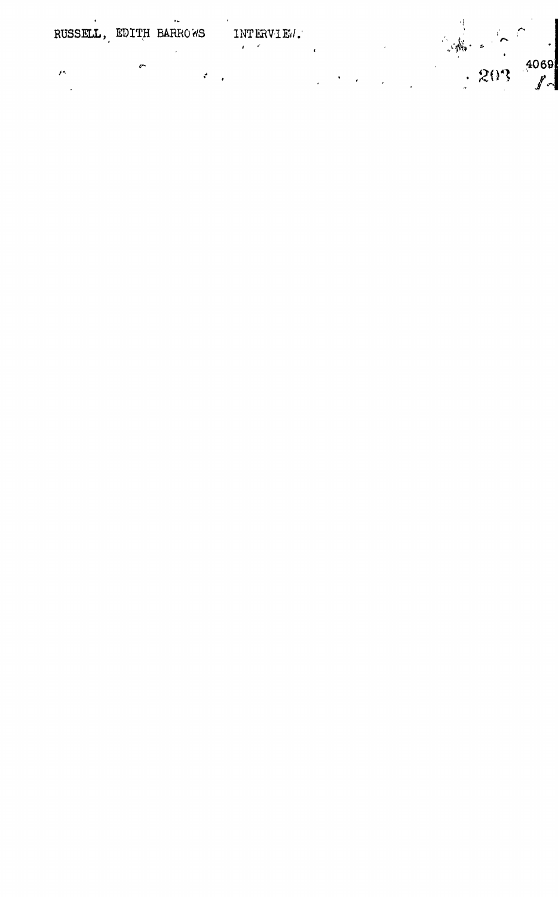RUSSELL, EDITH BARROWS INTERVIEW.

203 4069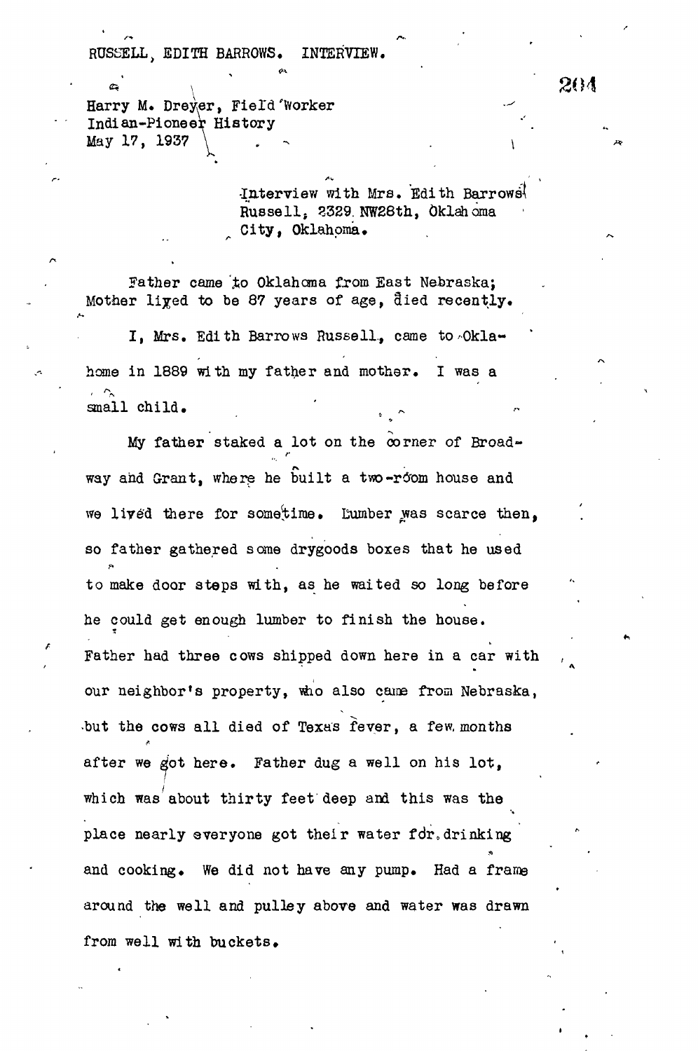RUSSELL, EDITH BARROWS. INTERVIEW.

Harry M. Dreyer, Field Worker
Indian-Pioneer History
May 17, 1937

Interview with Mrs. Edith Barrows Russell, 2329 NW28th, Oklahoma City, Oklahoma.

Father came to Oklahoma from East Nebraska; Mother lived to be 87 years of age, died recently.

I, Mrs. Edith Barrows Russell, came to Oklahome in 1889 with my father and mother. I was a small child.

My father staked a lot on the corner of Broadway and Grant, where he built a two-room house and we lived there for sometime. Lumber was scarce then, so father gathered some drygoods boxes that he used to make door steps with, as he waited so long before he could get enough lumber to finish the house. Father had three cows shipped down here in a car with our neighbor's property, who also came from Nebraska, but the cows all died of Texas fever, a few months after we got here. Father dug a well on his lot, which was about thirty feet deep and this was the place nearly everyone got their water for drinking and cooking. We did not have any pump. Had a frame around the well and pulley above and water was drawn from well with buckets.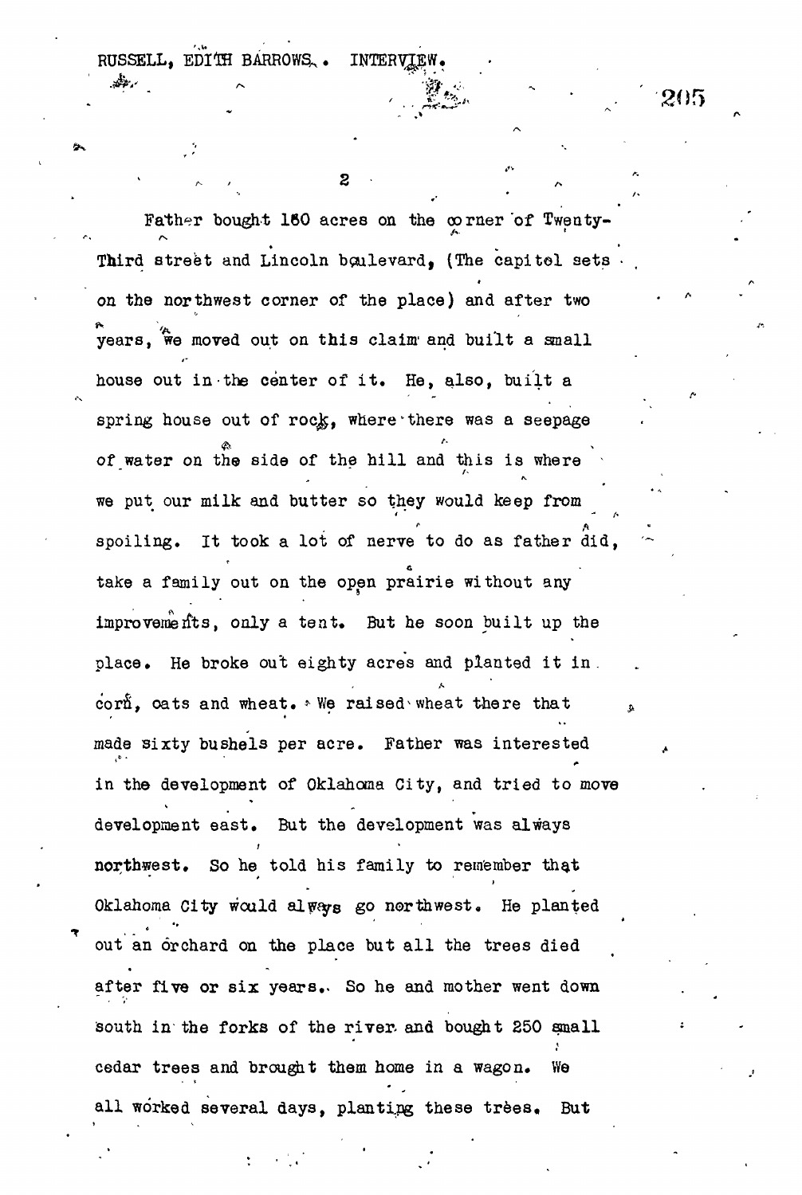Father bought 160 acres on the corner of Twenty-Third street and Lincoln boulevard, (The capitol sets on the northwest corner of the place) and after two years, we moved out on this claim and built a small house out in the center of it. He, also, built a spring house out of rock, where there was a seepage of water on the side of the hill and this is where we put our milk and butter so they would keep from spoiling. It took a lot of nerve to do as father did, take a family out on the open prairie without any improvements, only a tent. But he soon built up the place. He broke out eighty acres and planted it in corn, oats and wheat. We raised wheat there that made sixty bushels per acre. Father was interested in the development of Oklahoma City, and tried to move development east. But the development was always northwest. So he told his family to remember that Oklahoma City would always go northwest. He planted out an orchard on the place but all the trees died after five or six years. So he and mother went down south in the forks of the river and bought 250 small cedar trees and brought them home in a wagon. We all worked several days, planting these trees. But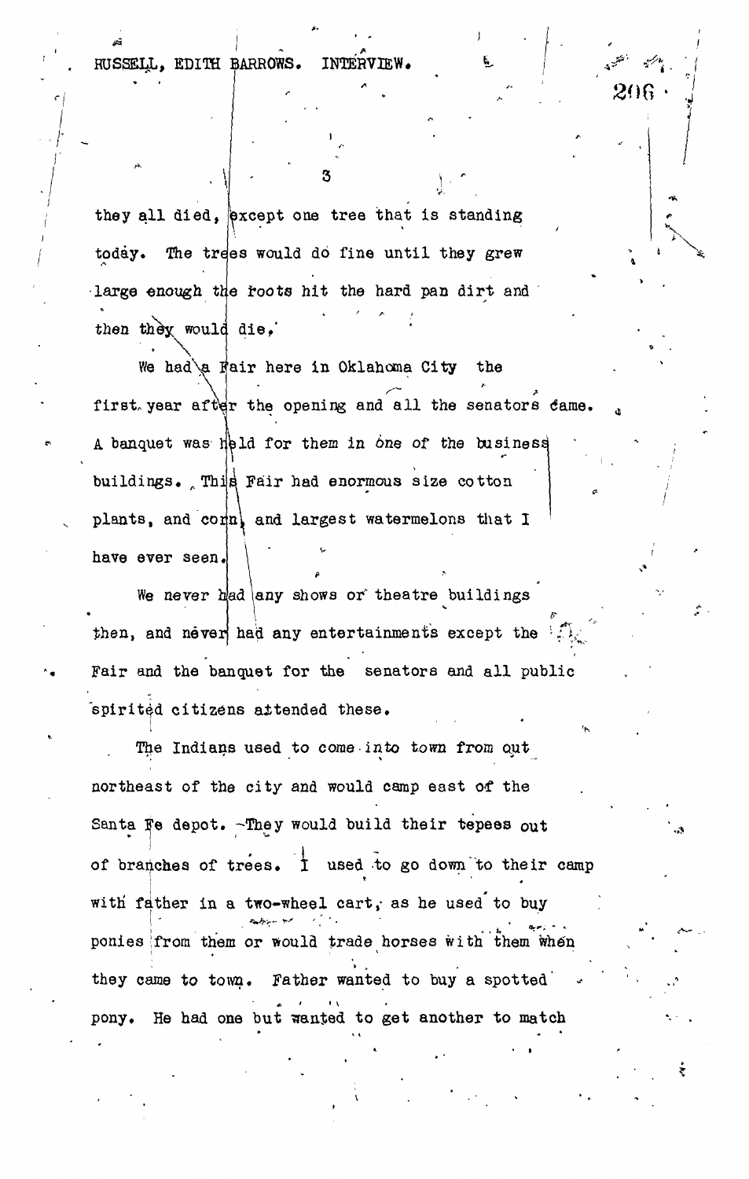they all died, except one tree that is standing today. The trees would do fine until they grew large enough the roots hit the hard pan dirt and then they would die.

We had a Fair here in Oklahoma City the first year after the opening and all the senators came. A banquet was held for them in one of the business buildings. This Fair had enormous size cotton plants, and corn, and largest watermelons that I have ever seen.

We never had any shows or theatre buildings then, and never had any entertainments except the Fair and the banquet for the senators and all public spirited citizens attended these.

The Indians used to come into town from out northeast of the city and would camp east of the Santa Fe depot. They would build their tepees out of branches of trees. I used to go down to their camp with father in a two-wheel cart, as he used to buy ponies from them or would trade horses with them when they came to town. Father wanted to buy a spotted pony. He had one but wanted to get another to match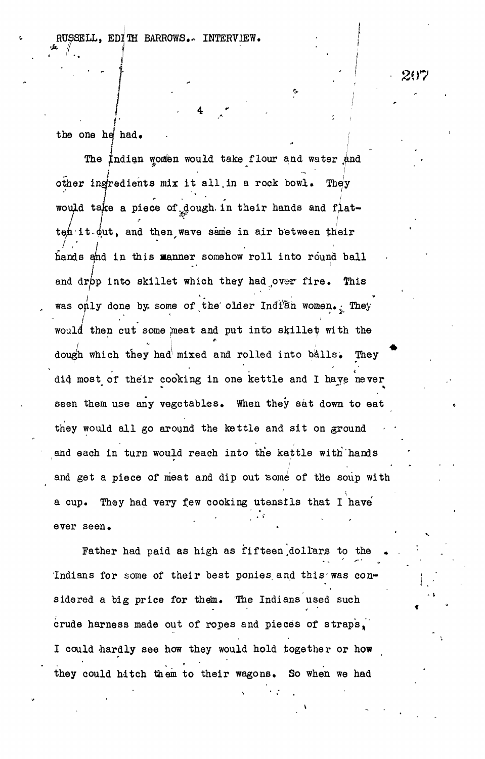the one he had.

The Indian women would take flour and water and other ingredients mix it all in a rock bowl. They would take a piece of dough in their hands and flatten it out, and then wave same in air between their hands and in this manner somehow roll into round ball and drop into skillet which they had over fire. This was only done by some of the older Indian women. They would then cut some meat and put into skillet with the dough which they had mixed and rolled into balls. They did most of their cooking in one kettle and I have never seen them use any vegetables. When they sat down to eat they would all go around the kettle and sit on ground and each in turn would reach into the kettle with hands and get a piece of meat and dip out some of the soup with a cup. They had very few cooking utensils that I have ever seen.

Father had paid as high as fifteen dollars to the Indians for some of their best ponies and this was considered a big price for them. The Indians used such crude harness made out of ropes and pieces of straps, I could hardly see how they would hold together or how they could hitch them to their wagons. So when we had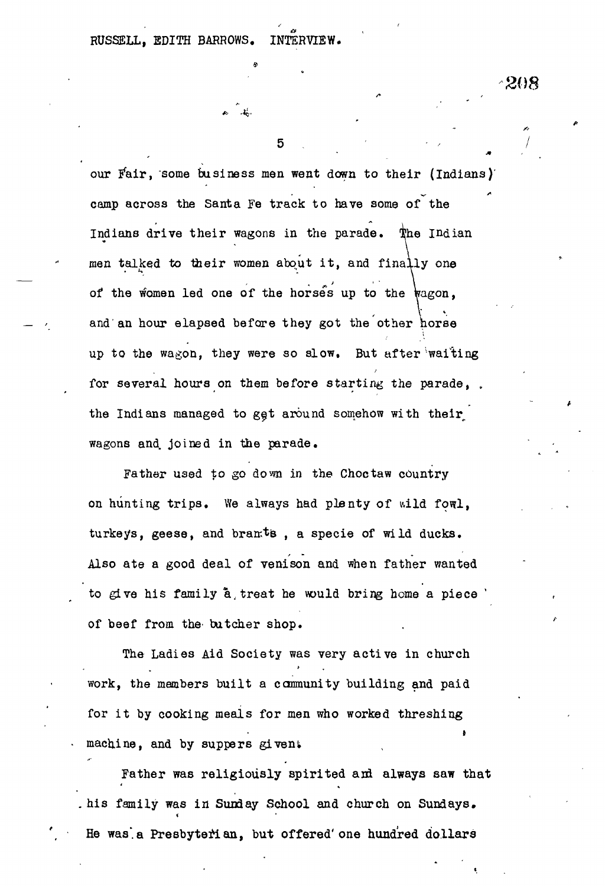our Fair, some business men went down to their (Indians) camp across the Santa Fe track to have some of the Indians drive their wagons in the parade. The Indian men talked to their women about it, and finally one of the women led one of the horses up to the wagon, and an hour elapsed before they got the other horse up to the wagon, they were so slow. But after waiting for several hours on them before starting the parade, the Indians managed to get around somehow with their wagons and joined in the parade.

Father used to go down in the Choctaw country on hunting trips. We always had plenty of wild fowl, turkeys, geese, and brants, a specie of wild ducks. Also ate a good deal of venison and when father wanted to give his family a treat he would bring home a piece of beef from the butcher shop.

The Ladies Aid Society was very active in church work, the members built a community building and paid for it by cooking meals for men who worked threshing machine, and by suppers given.

Father was religiously spirited and always saw that his family was in Sunday School and church on Sundays. He was a Presbyterian, but offered one hundred dollars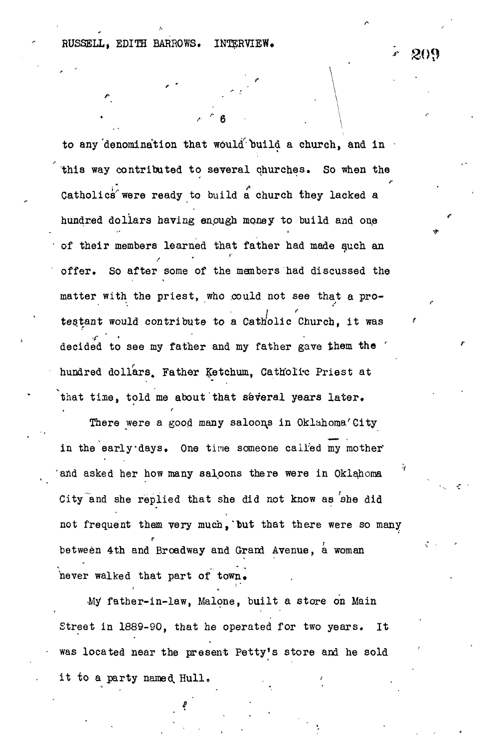to any denomination that would build a church, and in this way contributed to several churches. So when the Catholics were ready to build a church they lacked a hundred dollars having enough money to build and one of their members learned that father had made such an offer. So after some of the members had discussed the matter with the priest, who could not see that a protestant would contribute to a Catholic Church, it was decided to see my father and my father gave them the hundred dollars. Father Ketchum, Catholic Priest at that time, told me about that several years later.

There were a good many saloons in Oklahoma City in the early days. One time someone called my mother and asked her how many saloons there were in Oklahoma City and she replied that she did not know as she did not frequent them very much, but that there were so many between 4th and Broadway and Grand Avenue, a woman never walked that part of town.

My father-in-law, Malone, built a store on Main Street in 1889-90, that he operated for two years. It was located near the present Petty's store and he sold it to a party named Hull.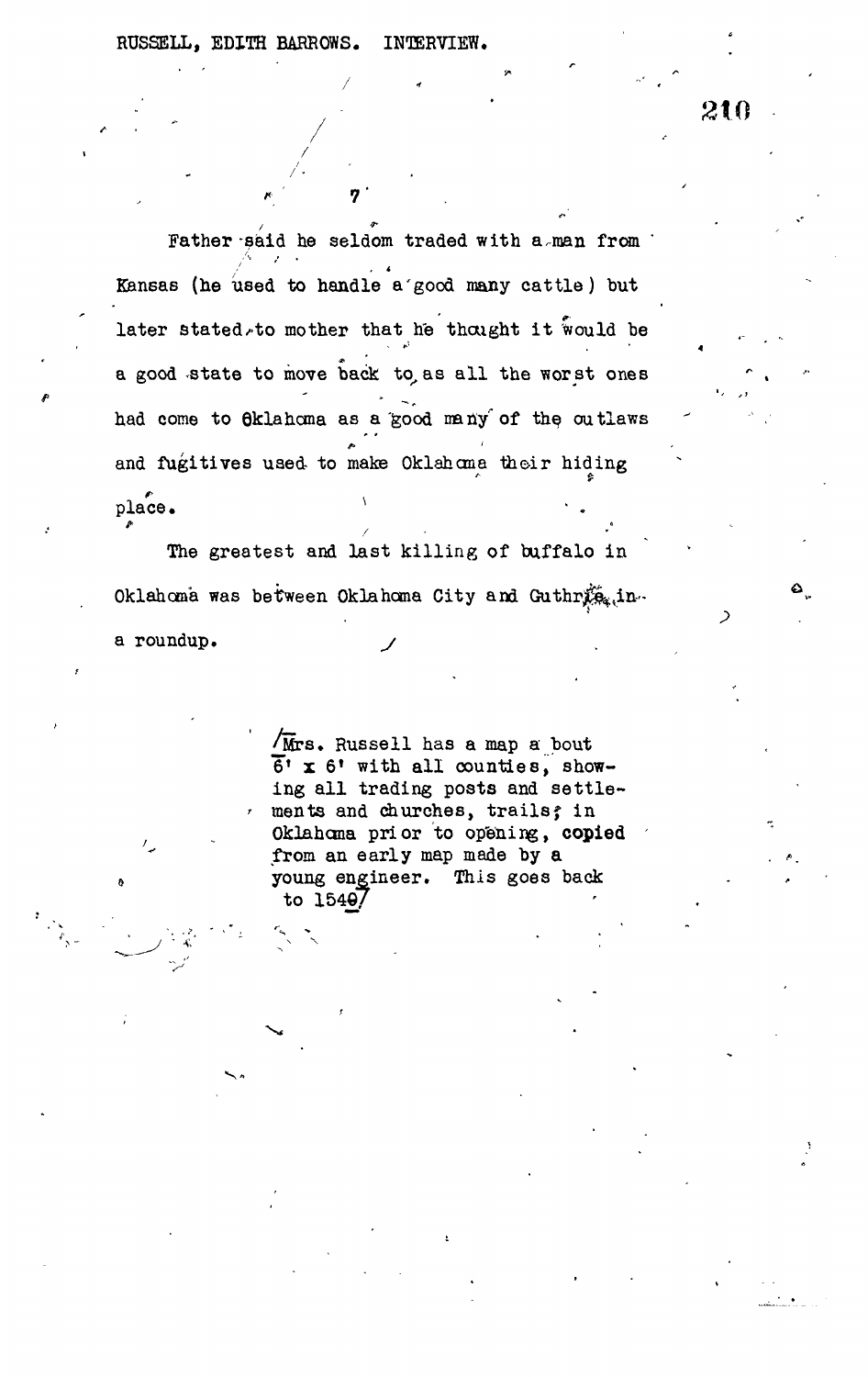Father said he seldom traded with a man from Kansas (he used to handle a good many cattle) but later stated to mother that he thought it would be a good state to move back to, as all the worst ones had come to Oklahoma as a good many of the outlaws and fugitives used to make Oklahoma their hiding place.

The greatest and last killing of buffalo in Oklahoma was between Oklahoma City and Guthrie, in a roundup.

/Mrs. Russell has a map about 6' x 6' with all counties, showing all trading posts and settlements and churches, trails; in Oklahoma prior to opening, copied from an early map made by a young engineer. This goes back to 1540/